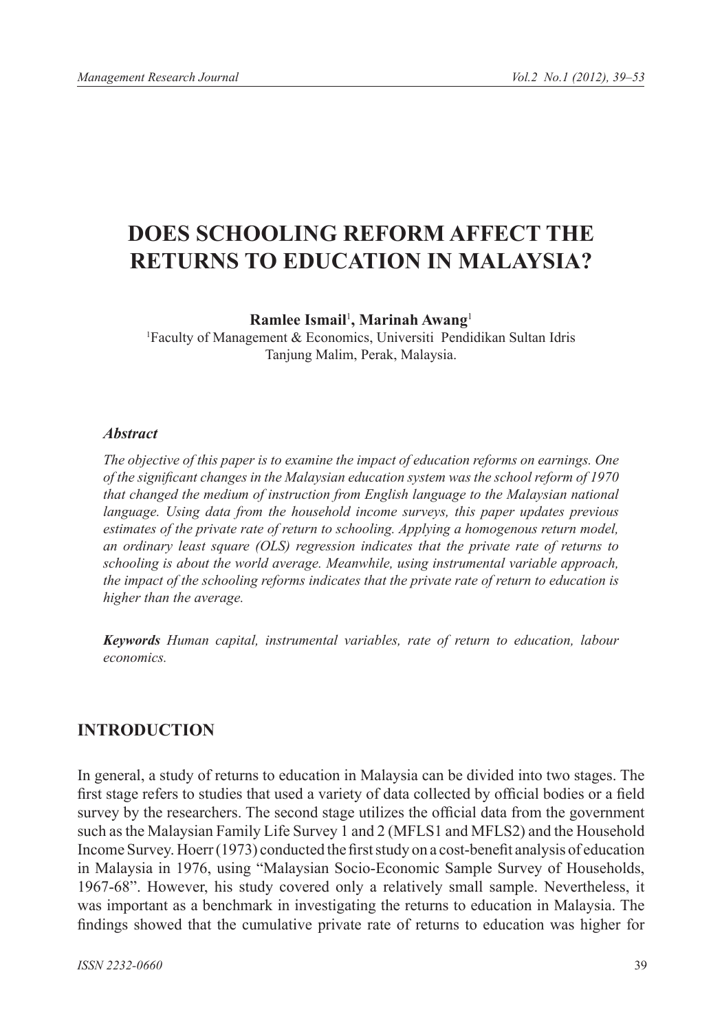# DOES SCHOOLING REFORM AFFECT THE RETURNS TO EDUCATION IN MALAYSIA?

**Ramlee Ismail[1], Marinah Awang[1]**

[1]Faculty of Management & Economics, Universiti Pendidikan Sultan Idris
Tanjung Malim, Perak, Malaysia.

### *Abstract*

*The objective of this paper is to examine the impact of education reforms on earnings. One of the significant changes in the Malaysian education system was the school reform of 1970 that changed the medium of instruction from English language to the Malaysian national language. Using data from the household income surveys, this paper updates previous estimates of the private rate of return to schooling. Applying a homogenous return model, an ordinary least square (OLS) regression indicates that the private rate of returns to schooling is about the world average. Meanwhile, using instrumental variable approach, the impact of the schooling reforms indicates that the private rate of return to education is higher than the average.*

***Keywords*** *Human capital, instrumental variables, rate of return to education, labour economics.*

## INTRODUCTION

In general, a study of returns to education in Malaysia can be divided into two stages. The first stage refers to studies that used a variety of data collected by official bodies or a field survey by the researchers. The second stage utilizes the official data from the government such as the Malaysian Family Life Survey 1 and 2 (MFLS1 and MFLS2) and the Household Income Survey. Hoerr (1973) conducted the first study on a cost-benefit analysis of education in Malaysia in 1976, using "Malaysian Socio-Economic Sample Survey of Households, 1967-68". However, his study covered only a relatively small sample. Nevertheless, it was important as a benchmark in investigating the returns to education in Malaysia. The findings showed that the cumulative private rate of returns to education was higher for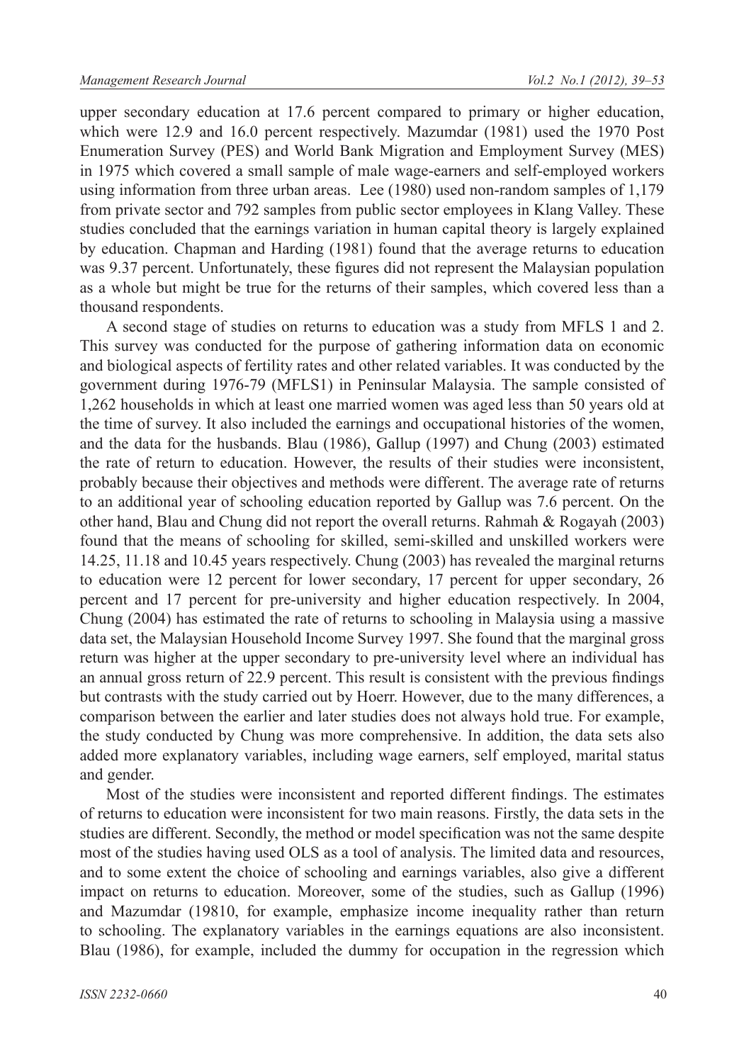upper secondary education at 17.6 percent compared to primary or higher education, which were 12.9 and 16.0 percent respectively. Mazumdar (1981) used the 1970 Post Enumeration Survey (PES) and World Bank Migration and Employment Survey (MES) in 1975 which covered a small sample of male wage-earners and self-employed workers using information from three urban areas. Lee (1980) used non-random samples of 1,179 from private sector and 792 samples from public sector employees in Klang Valley. These studies concluded that the earnings variation in human capital theory is largely explained by education. Chapman and Harding (1981) found that the average returns to education was 9.37 percent. Unfortunately, these figures did not represent the Malaysian population as a whole but might be true for the returns of their samples, which covered less than a thousand respondents.

A second stage of studies on returns to education was a study from MFLS 1 and 2. This survey was conducted for the purpose of gathering information data on economic and biological aspects of fertility rates and other related variables. It was conducted by the government during 1976-79 (MFLS1) in Peninsular Malaysia. The sample consisted of 1,262 households in which at least one married women was aged less than 50 years old at the time of survey. It also included the earnings and occupational histories of the women, and the data for the husbands. Blau (1986), Gallup (1997) and Chung (2003) estimated the rate of return to education. However, the results of their studies were inconsistent, probably because their objectives and methods were different. The average rate of returns to an additional year of schooling education reported by Gallup was 7.6 percent. On the other hand, Blau and Chung did not report the overall returns. Rahmah & Rogayah (2003) found that the means of schooling for skilled, semi-skilled and unskilled workers were 14.25, 11.18 and 10.45 years respectively. Chung (2003) has revealed the marginal returns to education were 12 percent for lower secondary, 17 percent for upper secondary, 26 percent and 17 percent for pre-university and higher education respectively. In 2004, Chung (2004) has estimated the rate of returns to schooling in Malaysia using a massive data set, the Malaysian Household Income Survey 1997. She found that the marginal gross return was higher at the upper secondary to pre-university level where an individual has an annual gross return of 22.9 percent. This result is consistent with the previous findings but contrasts with the study carried out by Hoerr. However, due to the many differences, a comparison between the earlier and later studies does not always hold true. For example, the study conducted by Chung was more comprehensive. In addition, the data sets also added more explanatory variables, including wage earners, self employed, marital status and gender.

Most of the studies were inconsistent and reported different findings. The estimates of returns to education were inconsistent for two main reasons. Firstly, the data sets in the studies are different. Secondly, the method or model specification was not the same despite most of the studies having used OLS as a tool of analysis. The limited data and resources, and to some extent the choice of schooling and earnings variables, also give a different impact on returns to education. Moreover, some of the studies, such as Gallup (1996) and Mazumdar (19810, for example, emphasize income inequality rather than return to schooling. The explanatory variables in the earnings equations are also inconsistent. Blau (1986), for example, included the dummy for occupation in the regression which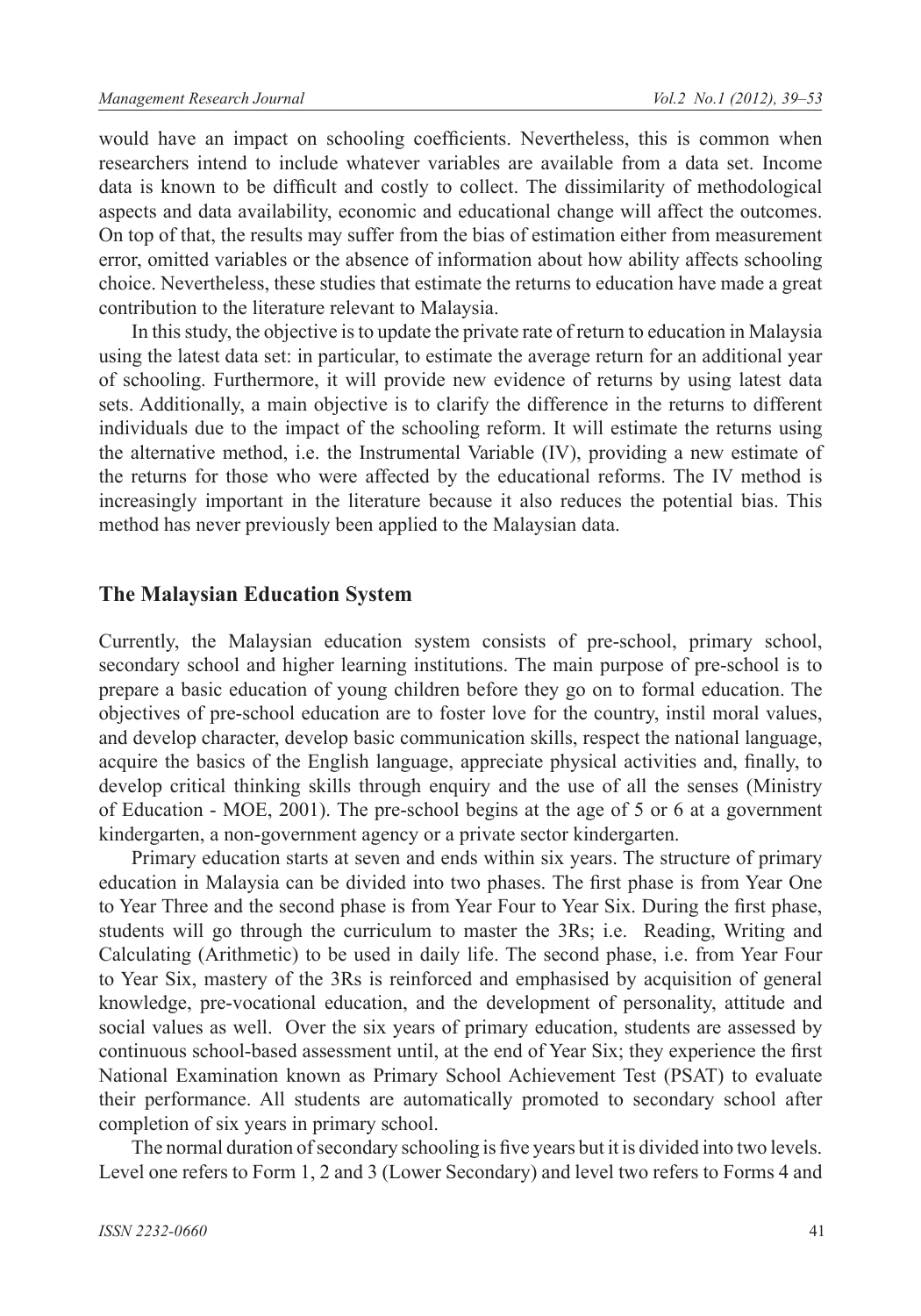would have an impact on schooling coefficients. Nevertheless, this is common when researchers intend to include whatever variables are available from a data set. Income data is known to be difficult and costly to collect. The dissimilarity of methodological aspects and data availability, economic and educational change will affect the outcomes. On top of that, the results may suffer from the bias of estimation either from measurement error, omitted variables or the absence of information about how ability affects schooling choice. Nevertheless, these studies that estimate the returns to education have made a great contribution to the literature relevant to Malaysia.

In this study, the objective is to update the private rate of return to education in Malaysia using the latest data set: in particular, to estimate the average return for an additional year of schooling. Furthermore, it will provide new evidence of returns by using latest data sets. Additionally, a main objective is to clarify the difference in the returns to different individuals due to the impact of the schooling reform. It will estimate the returns using the alternative method, i.e. the Instrumental Variable (IV), providing a new estimate of the returns for those who were affected by the educational reforms. The IV method is increasingly important in the literature because it also reduces the potential bias. This method has never previously been applied to the Malaysian data.

## The Malaysian Education System

Currently, the Malaysian education system consists of pre-school, primary school, secondary school and higher learning institutions. The main purpose of pre-school is to prepare a basic education of young children before they go on to formal education. The objectives of pre-school education are to foster love for the country, instil moral values, and develop character, develop basic communication skills, respect the national language, acquire the basics of the English language, appreciate physical activities and, finally, to develop critical thinking skills through enquiry and the use of all the senses (Ministry of Education - MOE, 2001). The pre-school begins at the age of 5 or 6 at a government kindergarten, a non-government agency or a private sector kindergarten.

Primary education starts at seven and ends within six years. The structure of primary education in Malaysia can be divided into two phases. The first phase is from Year One to Year Three and the second phase is from Year Four to Year Six. During the first phase, students will go through the curriculum to master the 3Rs; i.e. Reading, Writing and Calculating (Arithmetic) to be used in daily life. The second phase, i.e. from Year Four to Year Six, mastery of the 3Rs is reinforced and emphasised by acquisition of general knowledge, pre-vocational education, and the development of personality, attitude and social values as well. Over the six years of primary education, students are assessed by continuous school-based assessment until, at the end of Year Six; they experience the first National Examination known as Primary School Achievement Test (PSAT) to evaluate their performance. All students are automatically promoted to secondary school after completion of six years in primary school.

The normal duration of secondary schooling is five years but it is divided into two levels. Level one refers to Form 1, 2 and 3 (Lower Secondary) and level two refers to Forms 4 and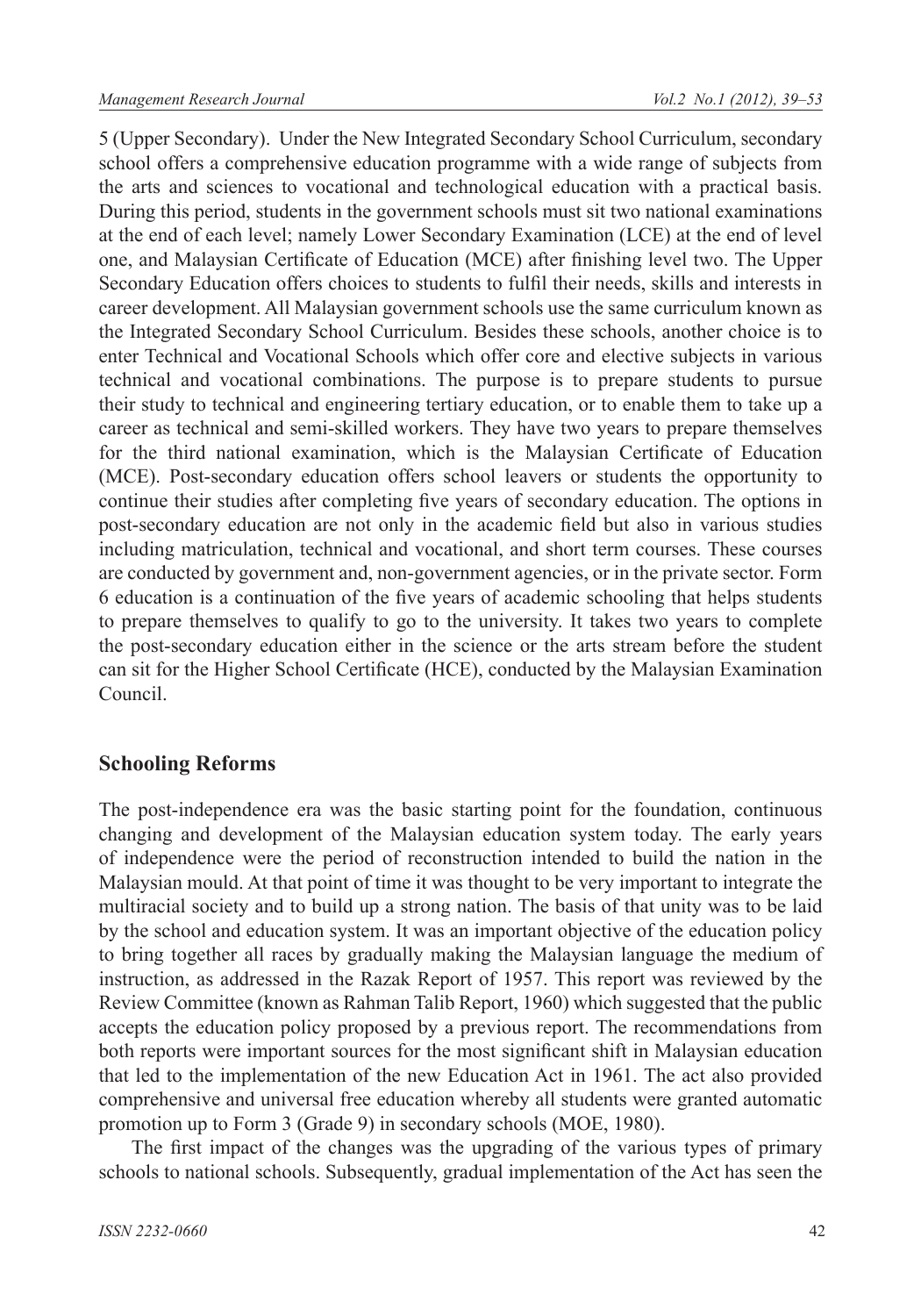5 (Upper Secondary). Under the New Integrated Secondary School Curriculum, secondary school offers a comprehensive education programme with a wide range of subjects from the arts and sciences to vocational and technological education with a practical basis. During this period, students in the government schools must sit two national examinations at the end of each level; namely Lower Secondary Examination (LCE) at the end of level one, and Malaysian Certificate of Education (MCE) after finishing level two. The Upper Secondary Education offers choices to students to fulfil their needs, skills and interests in career development. All Malaysian government schools use the same curriculum known as the Integrated Secondary School Curriculum. Besides these schools, another choice is to enter Technical and Vocational Schools which offer core and elective subjects in various technical and vocational combinations. The purpose is to prepare students to pursue their study to technical and engineering tertiary education, or to enable them to take up a career as technical and semi-skilled workers. They have two years to prepare themselves for the third national examination, which is the Malaysian Certificate of Education (MCE). Post-secondary education offers school leavers or students the opportunity to continue their studies after completing five years of secondary education. The options in post-secondary education are not only in the academic field but also in various studies including matriculation, technical and vocational, and short term courses. These courses are conducted by government and, non-government agencies, or in the private sector. Form 6 education is a continuation of the five years of academic schooling that helps students to prepare themselves to qualify to go to the university. It takes two years to complete the post-secondary education either in the science or the arts stream before the student can sit for the Higher School Certificate (HCE), conducted by the Malaysian Examination Council.

## Schooling Reforms

The post-independence era was the basic starting point for the foundation, continuous changing and development of the Malaysian education system today. The early years of independence were the period of reconstruction intended to build the nation in the Malaysian mould. At that point of time it was thought to be very important to integrate the multiracial society and to build up a strong nation. The basis of that unity was to be laid by the school and education system. It was an important objective of the education policy to bring together all races by gradually making the Malaysian language the medium of instruction, as addressed in the Razak Report of 1957. This report was reviewed by the Review Committee (known as Rahman Talib Report, 1960) which suggested that the public accepts the education policy proposed by a previous report. The recommendations from both reports were important sources for the most significant shift in Malaysian education that led to the implementation of the new Education Act in 1961. The act also provided comprehensive and universal free education whereby all students were granted automatic promotion up to Form 3 (Grade 9) in secondary schools (MOE, 1980).

The first impact of the changes was the upgrading of the various types of primary schools to national schools. Subsequently, gradual implementation of the Act has seen the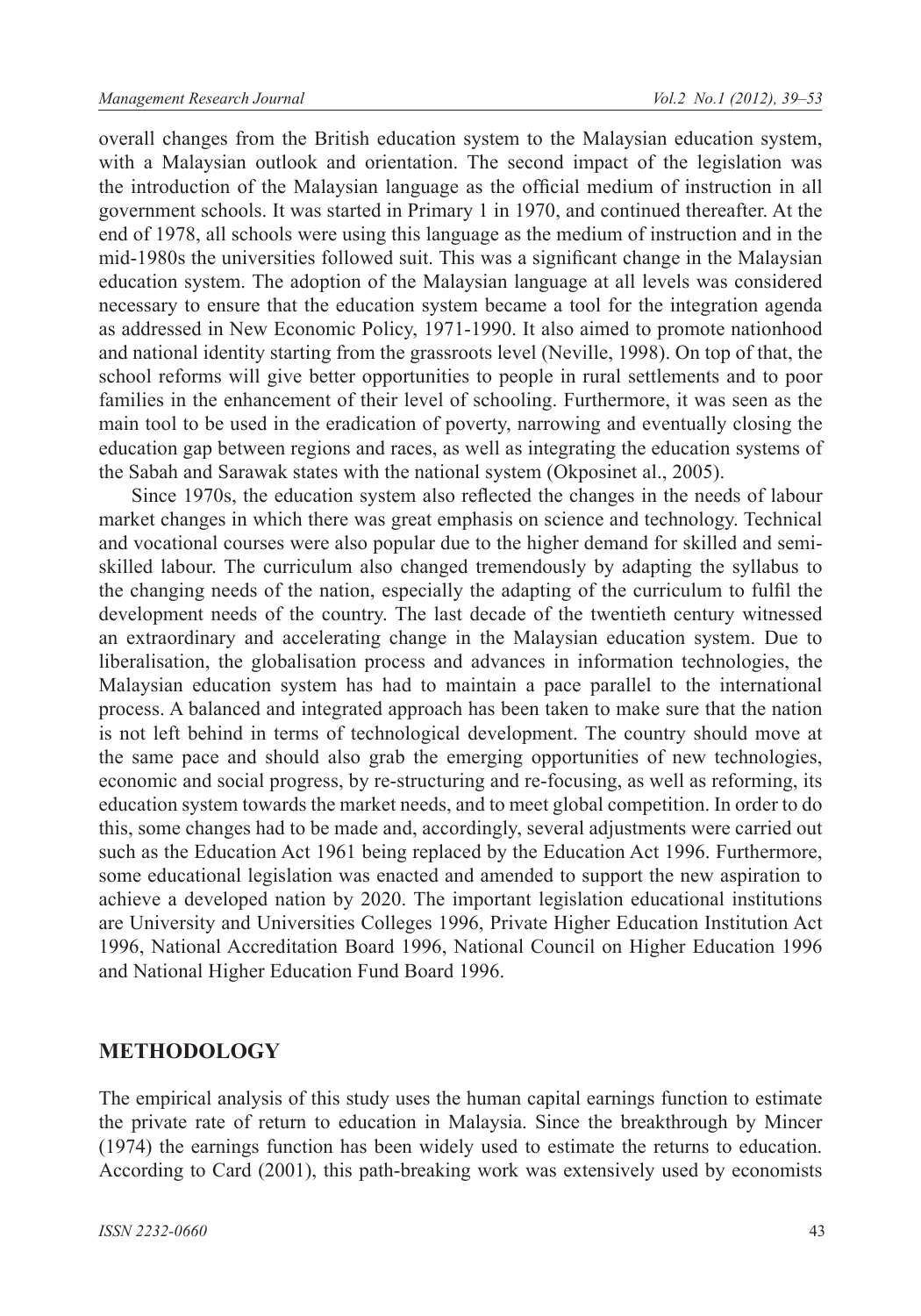overall changes from the British education system to the Malaysian education system, with a Malaysian outlook and orientation. The second impact of the legislation was the introduction of the Malaysian language as the official medium of instruction in all government schools. It was started in Primary 1 in 1970, and continued thereafter. At the end of 1978, all schools were using this language as the medium of instruction and in the mid-1980s the universities followed suit. This was a significant change in the Malaysian education system. The adoption of the Malaysian language at all levels was considered necessary to ensure that the education system became a tool for the integration agenda as addressed in New Economic Policy, 1971-1990. It also aimed to promote nationhood and national identity starting from the grassroots level (Neville, 1998). On top of that, the school reforms will give better opportunities to people in rural settlements and to poor families in the enhancement of their level of schooling. Furthermore, it was seen as the main tool to be used in the eradication of poverty, narrowing and eventually closing the education gap between regions and races, as well as integrating the education systems of the Sabah and Sarawak states with the national system (Okposinet al., 2005).

Since 1970s, the education system also reflected the changes in the needs of labour market changes in which there was great emphasis on science and technology. Technical and vocational courses were also popular due to the higher demand for skilled and semi-skilled labour. The curriculum also changed tremendously by adapting the syllabus to the changing needs of the nation, especially the adapting of the curriculum to fulfil the development needs of the country. The last decade of the twentieth century witnessed an extraordinary and accelerating change in the Malaysian education system. Due to liberalisation, the globalisation process and advances in information technologies, the Malaysian education system has had to maintain a pace parallel to the international process. A balanced and integrated approach has been taken to make sure that the nation is not left behind in terms of technological development. The country should move at the same pace and should also grab the emerging opportunities of new technologies, economic and social progress, by re-structuring and re-focusing, as well as reforming, its education system towards the market needs, and to meet global competition. In order to do this, some changes had to be made and, accordingly, several adjustments were carried out such as the Education Act 1961 being replaced by the Education Act 1996. Furthermore, some educational legislation was enacted and amended to support the new aspiration to achieve a developed nation by 2020. The important legislation educational institutions are University and Universities Colleges 1996, Private Higher Education Institution Act 1996, National Accreditation Board 1996, National Council on Higher Education 1996 and National Higher Education Fund Board 1996.

## METHODOLOGY

The empirical analysis of this study uses the human capital earnings function to estimate the private rate of return to education in Malaysia. Since the breakthrough by Mincer (1974) the earnings function has been widely used to estimate the returns to education. According to Card (2001), this path-breaking work was extensively used by economists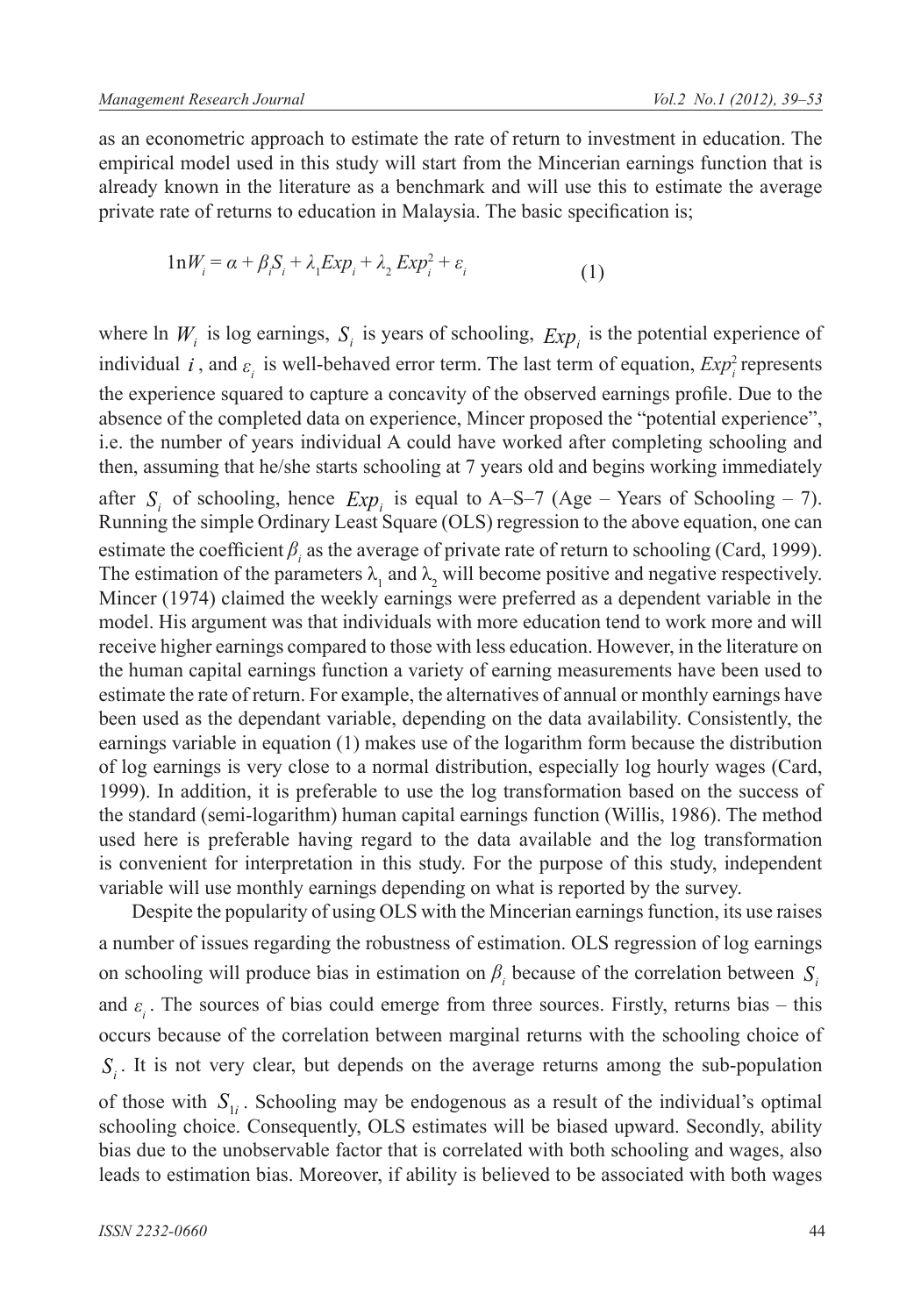as an econometric approach to estimate the rate of return to investment in education. The empirical model used in this study will start from the Mincerian earnings function that is already known in the literature as a benchmark and will use this to estimate the average private rate of returns to education in Malaysia. The basic specification is;

$$1\text{n}W_i = \alpha + \beta_i S_i + \lambda_1 Exp_i + \lambda_2 Exp_i^2 + \varepsilon_i \tag{1}$$

where ln $W_i$ is log earnings, $S_i$ is years of schooling, $Exp_i$ is the potential experience of individual $i$, and $\varepsilon_i$ is well-behaved error term. The last term of equation, $Exp_i^2$ represents the experience squared to capture a concavity of the observed earnings profile. Due to the absence of the completed data on experience, Mincer proposed the "potential experience", i.e. the number of years individual A could have worked after completing schooling and then, assuming that he/she starts schooling at 7 years old and begins working immediately after $S_i$ of schooling, hence $Exp_i$ is equal to A–S–7 (Age – Years of Schooling – 7). Running the simple Ordinary Least Square (OLS) regression to the above equation, one can estimate the coefficient $\beta_i$ as the average of private rate of return to schooling (Card, 1999). The estimation of the parameters $\lambda_1$ and $\lambda_2$ will become positive and negative respectively. Mincer (1974) claimed the weekly earnings were preferred as a dependent variable in the model. His argument was that individuals with more education tend to work more and will receive higher earnings compared to those with less education. However, in the literature on the human capital earnings function a variety of earning measurements have been used to estimate the rate of return. For example, the alternatives of annual or monthly earnings have been used as the dependant variable, depending on the data availability. Consistently, the earnings variable in equation (1) makes use of the logarithm form because the distribution of log earnings is very close to a normal distribution, especially log hourly wages (Card, 1999). In addition, it is preferable to use the log transformation based on the success of the standard (semi-logarithm) human capital earnings function (Willis, 1986). The method used here is preferable having regard to the data available and the log transformation is convenient for interpretation in this study. For the purpose of this study, independent variable will use monthly earnings depending on what is reported by the survey.

Despite the popularity of using OLS with the Mincerian earnings function, its use raises a number of issues regarding the robustness of estimation. OLS regression of log earnings on schooling will produce bias in estimation on $\beta_i$ because of the correlation between $S_i$ and $\varepsilon_i$. The sources of bias could emerge from three sources. Firstly, returns bias – this occurs because of the correlation between marginal returns with the schooling choice of $S_i$. It is not very clear, but depends on the average returns among the sub-population of those with $S_{1i}$. Schooling may be endogenous as a result of the individual's optimal schooling choice. Consequently, OLS estimates will be biased upward. Secondly, ability bias due to the unobservable factor that is correlated with both schooling and wages, also leads to estimation bias. Moreover, if ability is believed to be associated with both wages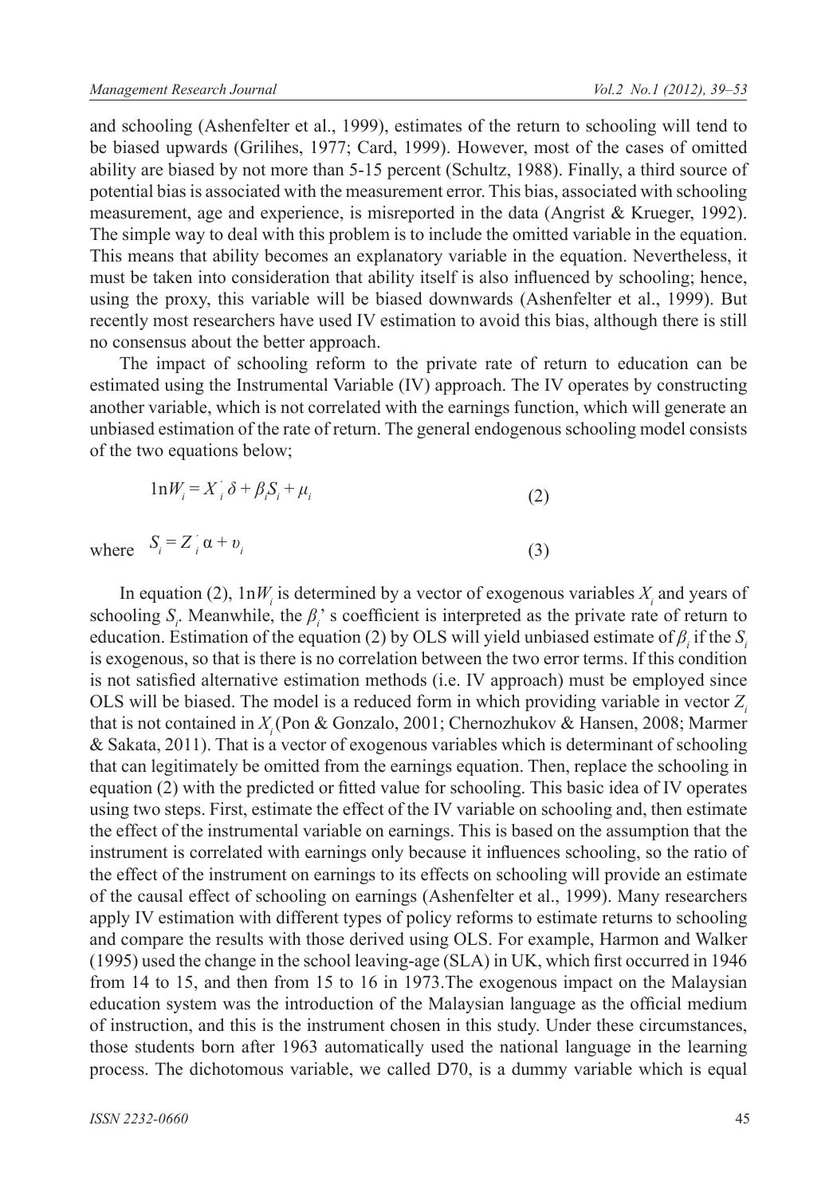and schooling (Ashenfelter et al., 1999), estimates of the return to schooling will tend to be biased upwards (Grilihes, 1977; Card, 1999). However, most of the cases of omitted ability are biased by not more than 5-15 percent (Schultz, 1988). Finally, a third source of potential bias is associated with the measurement error. This bias, associated with schooling measurement, age and experience, is misreported in the data (Angrist & Krueger, 1992). The simple way to deal with this problem is to include the omitted variable in the equation. This means that ability becomes an explanatory variable in the equation. Nevertheless, it must be taken into consideration that ability itself is also influenced by schooling; hence, using the proxy, this variable will be biased downwards (Ashenfelter et al., 1999). But recently most researchers have used IV estimation to avoid this bias, although there is still no consensus about the better approach.

The impact of schooling reform to the private rate of return to education can be estimated using the Instrumental Variable (IV) approach. The IV operates by constructing another variable, which is not correlated with the earnings function, which will generate an unbiased estimation of the rate of return. The general endogenous schooling model consists of the two equations below;

$$1\text{n}W_i = X_i^{'}\delta + \beta_i S_i + \mu_i \tag{2}$$

where $S_i = Z_i^{'}\alpha + \upsilon_i$ (3)

In equation (2), $1\text{n}W_i$ is determined by a vector of exogenous variables $X_i$ and years of schooling $S_i$. Meanwhile, the $\beta_i$' s coefficient is interpreted as the private rate of return to education. Estimation of the equation (2) by OLS will yield unbiased estimate of $\beta_i$ if the $S_i$ is exogenous, so that is there is no correlation between the two error terms. If this condition is not satisfied alternative estimation methods (i.e. IV approach) must be employed since OLS will be biased. The model is a reduced form in which providing variable in vector $Z_i$ that is not contained in $X_i$ (Pon & Gonzalo, 2001; Chernozhukov & Hansen, 2008; Marmer & Sakata, 2011). That is a vector of exogenous variables which is determinant of schooling that can legitimately be omitted from the earnings equation. Then, replace the schooling in equation (2) with the predicted or fitted value for schooling. This basic idea of IV operates using two steps. First, estimate the effect of the IV variable on schooling and, then estimate the effect of the instrumental variable on earnings. This is based on the assumption that the instrument is correlated with earnings only because it influences schooling, so the ratio of the effect of the instrument on earnings to its effects on schooling will provide an estimate of the causal effect of schooling on earnings (Ashenfelter et al., 1999). Many researchers apply IV estimation with different types of policy reforms to estimate returns to schooling and compare the results with those derived using OLS. For example, Harmon and Walker (1995) used the change in the school leaving-age (SLA) in UK, which first occurred in 1946 from 14 to 15, and then from 15 to 16 in 1973.The exogenous impact on the Malaysian education system was the introduction of the Malaysian language as the official medium of instruction, and this is the instrument chosen in this study. Under these circumstances, those students born after 1963 automatically used the national language in the learning process. The dichotomous variable, we called D70, is a dummy variable which is equal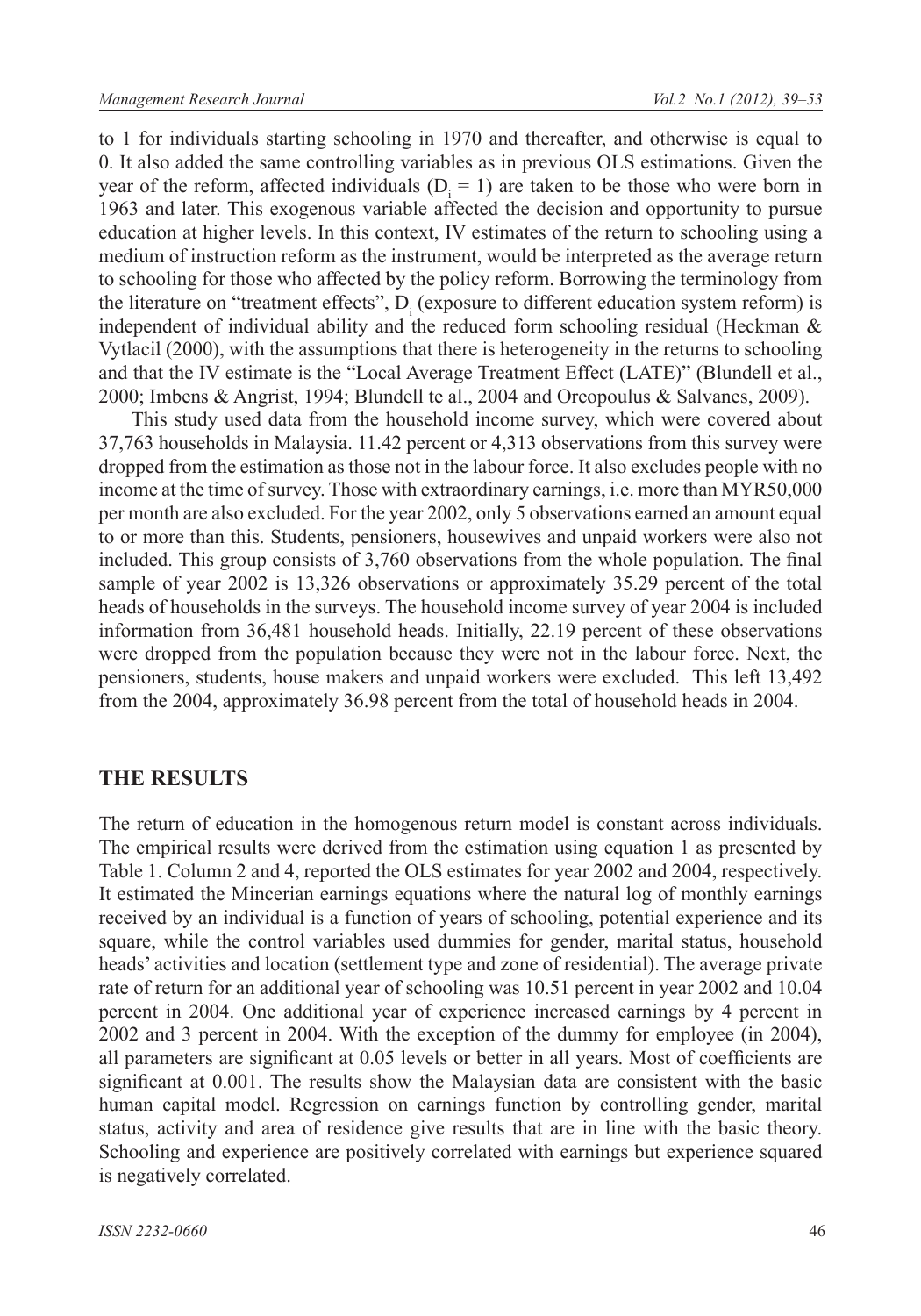to 1 for individuals starting schooling in 1970 and thereafter, and otherwise is equal to 0. It also added the same controlling variables as in previous OLS estimations. Given the year of the reform, affected individuals ($D_i = 1$) are taken to be those who were born in 1963 and later. This exogenous variable affected the decision and opportunity to pursue education at higher levels. In this context, IV estimates of the return to schooling using a medium of instruction reform as the instrument, would be interpreted as the average return to schooling for those who affected by the policy reform. Borrowing the terminology from the literature on "treatment effects", $D_i$ (exposure to different education system reform) is independent of individual ability and the reduced form schooling residual (Heckman & Vytlacil (2000), with the assumptions that there is heterogeneity in the returns to schooling and that the IV estimate is the "Local Average Treatment Effect (LATE)" (Blundell et al., 2000; Imbens & Angrist, 1994; Blundell te al., 2004 and Oreopoulus & Salvanes, 2009).

This study used data from the household income survey, which were covered about 37,763 households in Malaysia. 11.42 percent or 4,313 observations from this survey were dropped from the estimation as those not in the labour force. It also excludes people with no income at the time of survey. Those with extraordinary earnings, i.e. more than MYR50,000 per month are also excluded. For the year 2002, only 5 observations earned an amount equal to or more than this. Students, pensioners, housewives and unpaid workers were also not included. This group consists of 3,760 observations from the whole population. The final sample of year 2002 is 13,326 observations or approximately 35.29 percent of the total heads of households in the surveys. The household income survey of year 2004 is included information from 36,481 household heads. Initially, 22.19 percent of these observations were dropped from the population because they were not in the labour force. Next, the pensioners, students, house makers and unpaid workers were excluded. This left 13,492 from the 2004, approximately 36.98 percent from the total of household heads in 2004.

## THE RESULTS

The return of education in the homogenous return model is constant across individuals. The empirical results were derived from the estimation using equation 1 as presented by Table 1. Column 2 and 4, reported the OLS estimates for year 2002 and 2004, respectively. It estimated the Mincerian earnings equations where the natural log of monthly earnings received by an individual is a function of years of schooling, potential experience and its square, while the control variables used dummies for gender, marital status, household heads' activities and location (settlement type and zone of residential). The average private rate of return for an additional year of schooling was 10.51 percent in year 2002 and 10.04 percent in 2004. One additional year of experience increased earnings by 4 percent in 2002 and 3 percent in 2004. With the exception of the dummy for employee (in 2004), all parameters are significant at 0.05 levels or better in all years. Most of coefficients are significant at 0.001. The results show the Malaysian data are consistent with the basic human capital model. Regression on earnings function by controlling gender, marital status, activity and area of residence give results that are in line with the basic theory. Schooling and experience are positively correlated with earnings but experience squared is negatively correlated.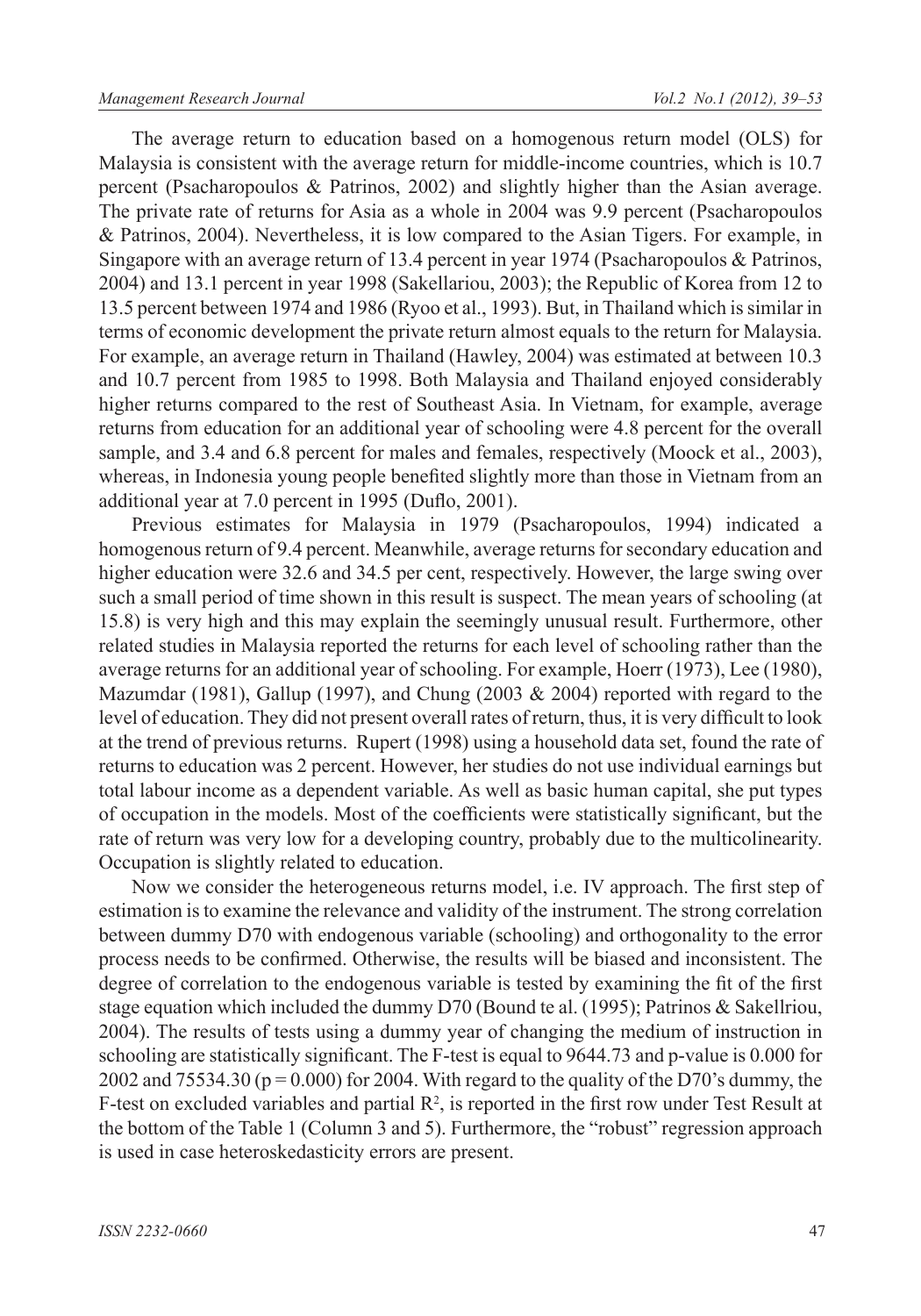The average return to education based on a homogenous return model (OLS) for Malaysia is consistent with the average return for middle-income countries, which is 10.7 percent (Psacharopoulos & Patrinos, 2002) and slightly higher than the Asian average. The private rate of returns for Asia as a whole in 2004 was 9.9 percent (Psacharopoulos & Patrinos, 2004). Nevertheless, it is low compared to the Asian Tigers. For example, in Singapore with an average return of 13.4 percent in year 1974 (Psacharopoulos & Patrinos, 2004) and 13.1 percent in year 1998 (Sakellariou, 2003); the Republic of Korea from 12 to 13.5 percent between 1974 and 1986 (Ryoo et al., 1993). But, in Thailand which is similar in terms of economic development the private return almost equals to the return for Malaysia. For example, an average return in Thailand (Hawley, 2004) was estimated at between 10.3 and 10.7 percent from 1985 to 1998. Both Malaysia and Thailand enjoyed considerably higher returns compared to the rest of Southeast Asia. In Vietnam, for example, average returns from education for an additional year of schooling were 4.8 percent for the overall sample, and 3.4 and 6.8 percent for males and females, respectively (Moock et al., 2003), whereas, in Indonesia young people benefited slightly more than those in Vietnam from an additional year at 7.0 percent in 1995 (Duflo, 2001).

Previous estimates for Malaysia in 1979 (Psacharopoulos, 1994) indicated a homogenous return of 9.4 percent. Meanwhile, average returns for secondary education and higher education were 32.6 and 34.5 per cent, respectively. However, the large swing over such a small period of time shown in this result is suspect. The mean years of schooling (at 15.8) is very high and this may explain the seemingly unusual result. Furthermore, other related studies in Malaysia reported the returns for each level of schooling rather than the average returns for an additional year of schooling. For example, Hoerr (1973), Lee (1980), Mazumdar (1981), Gallup (1997), and Chung (2003 & 2004) reported with regard to the level of education. They did not present overall rates of return, thus, it is very difficult to look at the trend of previous returns. Rupert (1998) using a household data set, found the rate of returns to education was 2 percent. However, her studies do not use individual earnings but total labour income as a dependent variable. As well as basic human capital, she put types of occupation in the models. Most of the coefficients were statistically significant, but the rate of return was very low for a developing country, probably due to the multicolinearity. Occupation is slightly related to education.

Now we consider the heterogeneous returns model, i.e. IV approach. The first step of estimation is to examine the relevance and validity of the instrument. The strong correlation between dummy D70 with endogenous variable (schooling) and orthogonality to the error process needs to be confirmed. Otherwise, the results will be biased and inconsistent. The degree of correlation to the endogenous variable is tested by examining the fit of the first stage equation which included the dummy D70 (Bound te al. (1995); Patrinos & Sakellriou, 2004). The results of tests using a dummy year of changing the medium of instruction in schooling are statistically significant. The F-test is equal to 9644.73 and p-value is 0.000 for 2002 and 75534.30 ($p = 0.000$) for 2004. With regard to the quality of the D70's dummy, the F-test on excluded variables and partial $R^2$, is reported in the first row under Test Result at the bottom of the Table 1 (Column 3 and 5). Furthermore, the "robust" regression approach is used in case heteroskedasticity errors are present.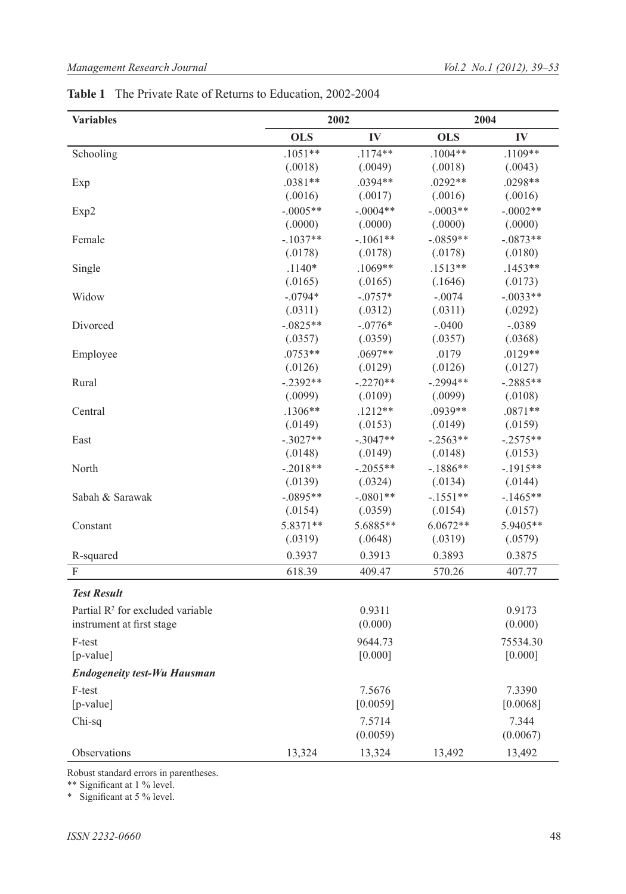**Table 1** The Private Rate of Returns to Education, 2002-2004

| Variables | 2002 | | 2004 | |
|---|---|---|---|---|
| | **OLS** | **IV** | **OLS** | **IV** |
| Schooling | .1051** | .1174** | .1004** | .1109** |
| | (.0018) | (.0049) | (.0018) | (.0043) |
| Exp | .0381** | .0394** | .0292** | .0298** |
| | (.0016) | (.0017) | (.0016) | (.0016) |
| Exp2 | -.0005** | -.0004** | -.0003** | -.0002** |
| | (.0000) | (.0000) | (.0000) | (.0000) |
| Female | -.1037** | -.1061** | -.0859** | -.0873** |
| | (.0178) | (.0178) | (.0178) | (.0180) |
| Single | .1140* | .1069** | .1513** | .1453** |
| | (.0165) | (.0165) | (.1646) | (.0173) |
| Widow | -.0794* | -.0757* | -.0074 | -.0033** |
| | (.0311) | (.0312) | (.0311) | (.0292) |
| Divorced | -.0825** | -.0776* | -.0400 | -.0389 |
| | (.0357) | (.0359) | (.0357) | (.0368) |
| Employee | .0753** | .0697** | .0179 | .0129** |
| | (.0126) | (.0129) | (.0126) | (.0127) |
| Rural | -.2392** | -.2270** | -.2994** | -.2885** |
| | (.0099) | (.0109) | (.0099) | (.0108) |
| Central | .1306** | .1212** | .0939** | .0871** |
| | (.0149) | (.0153) | (.0149) | (.0159) |
| East | -.3027** | -.3047** | -.2563** | -.2575** |
| | (.0148) | (.0149) | (.0148) | (.0153) |
| North | -.2018** | -.2055** | -.1886** | -.1915** |
| | (.0139) | (.0324) | (.0134) | (.0144) |
| Sabah & Sarawak | -.0895** | -.0801** | -.1551** | -.1465** |
| | (.0154) | (.0359) | (.0154) | (.0157) |
| Constant | 5.8371** | 5.6885** | 6.0672** | 5.9405** |
| | (.0319) | (.0648) | (.0319) | (.0579) |
| R-squared | 0.3937 | 0.3913 | 0.3893 | 0.3875 |
| F | 618.39 | 409.47 | 570.26 | 407.77 |
| ***Test Result*** | | | | |
| Partial $R^2$ for excluded variable instrument at first stage | | 0.9311 | | 0.9173 |
| | | (0.000) | | (0.000) |
| F-test | | 9644.73 | | 75534.30 |
| [p-value] | | [0.000] | | [0.000] |
| ***Endogeneity test-Wu Hausman*** | | | | |
| F-test | | 7.5676 | | 7.3390 |
| [p-value] | | [0.0059] | | [0.0068] |
| Chi-sq | | 7.5714 | | 7.344 |
| | | (0.0059) | | (0.0067) |
| Observations | 13,324 | 13,324 | 13,492 | 13,492 |

Robust standard errors in parentheses.

** Significant at 1 % level.

\* Significant at 5 % level.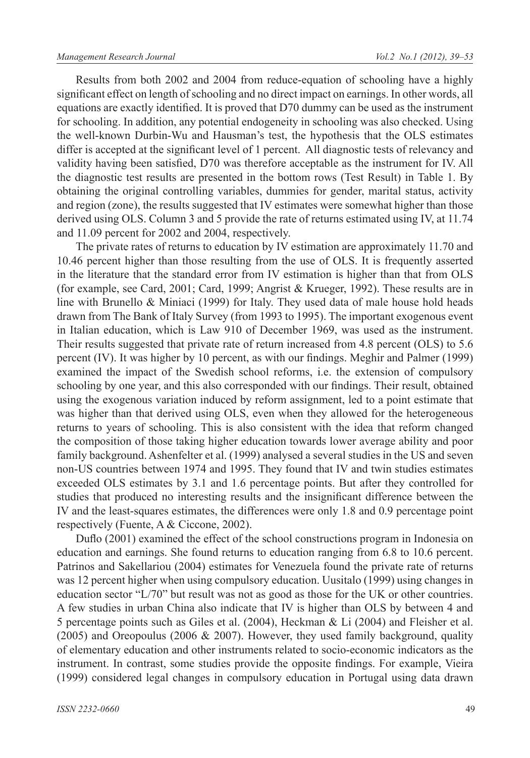Results from both 2002 and 2004 from reduce-equation of schooling have a highly significant effect on length of schooling and no direct impact on earnings. In other words, all equations are exactly identified. It is proved that D70 dummy can be used as the instrument for schooling. In addition, any potential endogeneity in schooling was also checked. Using the well-known Durbin-Wu and Hausman's test, the hypothesis that the OLS estimates differ is accepted at the significant level of 1 percent. All diagnostic tests of relevancy and validity having been satisfied, D70 was therefore acceptable as the instrument for IV. All the diagnostic test results are presented in the bottom rows (Test Result) in Table 1. By obtaining the original controlling variables, dummies for gender, marital status, activity and region (zone), the results suggested that IV estimates were somewhat higher than those derived using OLS. Column 3 and 5 provide the rate of returns estimated using IV, at 11.74 and 11.09 percent for 2002 and 2004, respectively.

The private rates of returns to education by IV estimation are approximately 11.70 and 10.46 percent higher than those resulting from the use of OLS. It is frequently asserted in the literature that the standard error from IV estimation is higher than that from OLS (for example, see Card, 2001; Card, 1999; Angrist & Krueger, 1992). These results are in line with Brunello & Miniaci (1999) for Italy. They used data of male house hold heads drawn from The Bank of Italy Survey (from 1993 to 1995). The important exogenous event in Italian education, which is Law 910 of December 1969, was used as the instrument. Their results suggested that private rate of return increased from 4.8 percent (OLS) to 5.6 percent (IV). It was higher by 10 percent, as with our findings. Meghir and Palmer (1999) examined the impact of the Swedish school reforms, i.e. the extension of compulsory schooling by one year, and this also corresponded with our findings. Their result, obtained using the exogenous variation induced by reform assignment, led to a point estimate that was higher than that derived using OLS, even when they allowed for the heterogeneous returns to years of schooling. This is also consistent with the idea that reform changed the composition of those taking higher education towards lower average ability and poor family background. Ashenfelter et al. (1999) analysed a several studies in the US and seven non-US countries between 1974 and 1995. They found that IV and twin studies estimates exceeded OLS estimates by 3.1 and 1.6 percentage points. But after they controlled for studies that produced no interesting results and the insignificant difference between the IV and the least-squares estimates, the differences were only 1.8 and 0.9 percentage point respectively (Fuente, A & Ciccone, 2002).

Duflo (2001) examined the effect of the school constructions program in Indonesia on education and earnings. She found returns to education ranging from 6.8 to 10.6 percent. Patrinos and Sakellariou (2004) estimates for Venezuela found the private rate of returns was 12 percent higher when using compulsory education. Uusitalo (1999) using changes in education sector "L/70" but result was not as good as those for the UK or other countries. A few studies in urban China also indicate that IV is higher than OLS by between 4 and 5 percentage points such as Giles et al. (2004), Heckman & Li (2004) and Fleisher et al. (2005) and Oreopoulus (2006 & 2007). However, they used family background, quality of elementary education and other instruments related to socio-economic indicators as the instrument. In contrast, some studies provide the opposite findings. For example, Vieira (1999) considered legal changes in compulsory education in Portugal using data drawn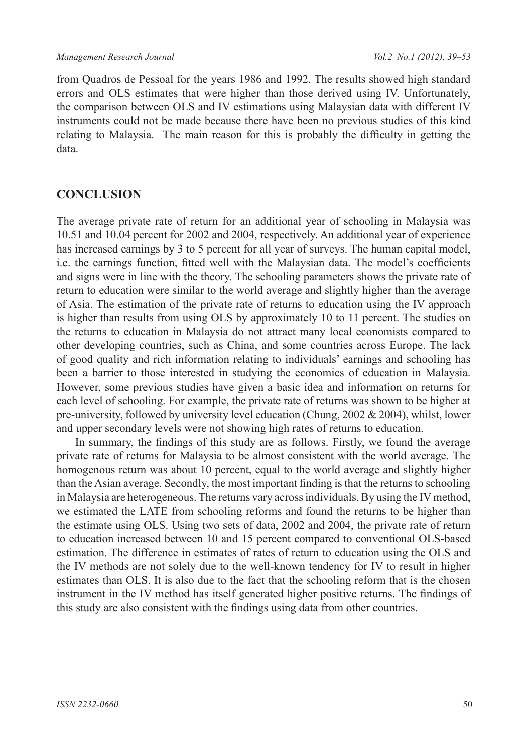from Quadros de Pessoal for the years 1986 and 1992. The results showed high standard errors and OLS estimates that were higher than those derived using IV. Unfortunately, the comparison between OLS and IV estimations using Malaysian data with different IV instruments could not be made because there have been no previous studies of this kind relating to Malaysia. The main reason for this is probably the difficulty in getting the data.

## CONCLUSION

The average private rate of return for an additional year of schooling in Malaysia was 10.51 and 10.04 percent for 2002 and 2004, respectively. An additional year of experience has increased earnings by 3 to 5 percent for all year of surveys. The human capital model, i.e. the earnings function, fitted well with the Malaysian data. The model's coefficients and signs were in line with the theory. The schooling parameters shows the private rate of return to education were similar to the world average and slightly higher than the average of Asia. The estimation of the private rate of returns to education using the IV approach is higher than results from using OLS by approximately 10 to 11 percent. The studies on the returns to education in Malaysia do not attract many local economists compared to other developing countries, such as China, and some countries across Europe. The lack of good quality and rich information relating to individuals' earnings and schooling has been a barrier to those interested in studying the economics of education in Malaysia. However, some previous studies have given a basic idea and information on returns for each level of schooling. For example, the private rate of returns was shown to be higher at pre-university, followed by university level education (Chung, 2002 & 2004), whilst, lower and upper secondary levels were not showing high rates of returns to education.

In summary, the findings of this study are as follows. Firstly, we found the average private rate of returns for Malaysia to be almost consistent with the world average. The homogenous return was about 10 percent, equal to the world average and slightly higher than the Asian average. Secondly, the most important finding is that the returns to schooling in Malaysia are heterogeneous. The returns vary across individuals. By using the IV method, we estimated the LATE from schooling reforms and found the returns to be higher than the estimate using OLS. Using two sets of data, 2002 and 2004, the private rate of return to education increased between 10 and 15 percent compared to conventional OLS-based estimation. The difference in estimates of rates of return to education using the OLS and the IV methods are not solely due to the well-known tendency for IV to result in higher estimates than OLS. It is also due to the fact that the schooling reform that is the chosen instrument in the IV method has itself generated higher positive returns. The findings of this study are also consistent with the findings using data from other countries.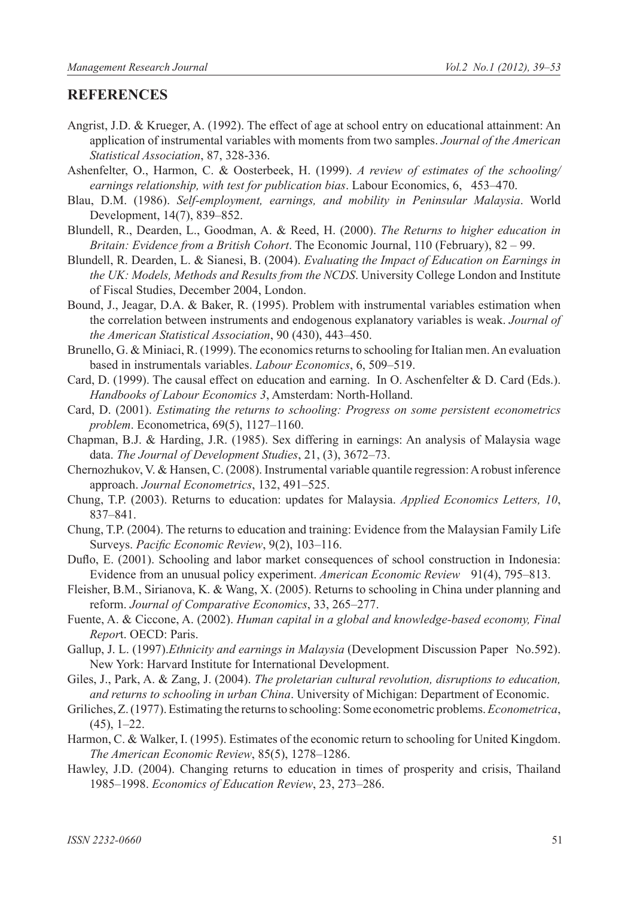## REFERENCES

Angrist, J.D. & Krueger, A. (1992). The effect of age at school entry on educational attainment: An application of instrumental variables with moments from two samples. *Journal of the American Statistical Association*, 87, 328-336.

Ashenfelter, O., Harmon, C. & Oosterbeek, H. (1999). *A review of estimates of the schooling/earnings relationship, with test for publication bias*. Labour Economics, 6, 453–470.

Blau, D.M. (1986). *Self-employment, earnings, and mobility in Peninsular Malaysia*. World Development, 14(7), 839–852.

Blundell, R., Dearden, L., Goodman, A. & Reed, H. (2000). *The Returns to higher education in Britain: Evidence from a British Cohort*. The Economic Journal, 110 (February), 82 – 99.

Blundell, R. Dearden, L. & Sianesi, B. (2004). *Evaluating the Impact of Education on Earnings in the UK: Models, Methods and Results from the NCDS*. University College London and Institute of Fiscal Studies, December 2004, London.

Bound, J., Jeagar, D.A. & Baker, R. (1995). Problem with instrumental variables estimation when the correlation between instruments and endogenous explanatory variables is weak. *Journal of the American Statistical Association*, 90 (430), 443–450.

Brunello, G. & Miniaci, R. (1999). The economics returns to schooling for Italian men. An evaluation based in instrumentals variables. *Labour Economics*, 6, 509–519.

Card, D. (1999). The causal effect on education and earning. In O. Aschenfelter & D. Card (Eds.). *Handbooks of Labour Economics 3*, Amsterdam: North-Holland.

Card, D. (2001). *Estimating the returns to schooling: Progress on some persistent econometrics problem*. Econometrica, 69(5), 1127–1160.

Chapman, B.J. & Harding, J.R. (1985). Sex differing in earnings: An analysis of Malaysia wage data. *The Journal of Development Studies*, 21, (3), 3672–73.

Chernozhukov, V. & Hansen, C. (2008). Instrumental variable quantile regression: A robust inference approach. *Journal Econometrics*, 132, 491–525.

Chung, T.P. (2003). Returns to education: updates for Malaysia. *Applied Economics Letters, 10*, 837–841.

Chung, T.P. (2004). The returns to education and training: Evidence from the Malaysian Family Life Surveys. *Pacific Economic Review*, 9(2), 103–116.

Duflo, E. (2001). Schooling and labor market consequences of school construction in Indonesia: Evidence from an unusual policy experiment. *American Economic Review* 91(4), 795–813.

Fleisher, B.M., Sirianova, K. & Wang, X. (2005). Returns to schooling in China under planning and reform. *Journal of Comparative Economics*, 33, 265–277.

Fuente, A. & Ciccone, A. (2002). *Human capital in a global and knowledge-based economy, Final Report*. OECD: Paris.

Gallup, J. L. (1997).*Ethnicity and earnings in Malaysia* (Development Discussion Paper No.592). New York: Harvard Institute for International Development.

Giles, J., Park, A. & Zang, J. (2004). *The proletarian cultural revolution, disruptions to education, and returns to schooling in urban China*. University of Michigan: Department of Economic.

Griliches, Z. (1977). Estimating the returns to schooling: Some econometric problems. *Econometrica*, (45), 1–22.

Harmon, C. & Walker, I. (1995). Estimates of the economic return to schooling for United Kingdom. *The American Economic Review*, 85(5), 1278–1286.

Hawley, J.D. (2004). Changing returns to education in times of prosperity and crisis, Thailand 1985–1998. *Economics of Education Review*, 23, 273–286.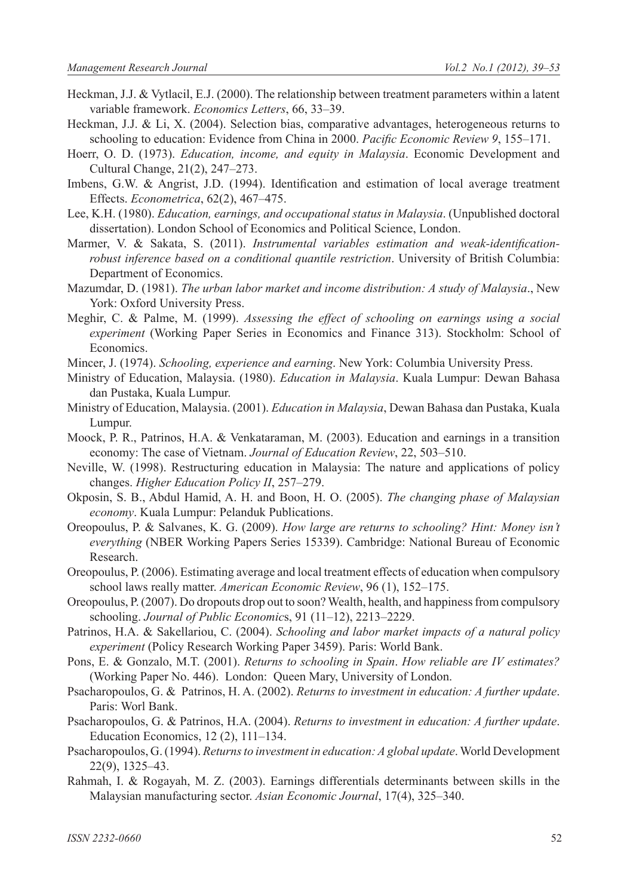Heckman, J.J. & Vytlacil, E.J. (2000). The relationship between treatment parameters within a latent variable framework. *Economics Letters*, 66, 33–39.

Heckman, J.J. & Li, X. (2004). Selection bias, comparative advantages, heterogeneous returns to schooling to education: Evidence from China in 2000. *Pacific Economic Review 9*, 155–171.

Hoerr, O. D. (1973). *Education, income, and equity in Malaysia*. Economic Development and Cultural Change, 21(2), 247–273.

Imbens, G.W. & Angrist, J.D. (1994). Identification and estimation of local average treatment Effects. *Econometrica*, 62(2), 467–475.

Lee, K.H. (1980). *Education, earnings, and occupational status in Malaysia*. (Unpublished doctoral dissertation). London School of Economics and Political Science, London.

Marmer, V. & Sakata, S. (2011). *Instrumental variables estimation and weak-identification-robust inference based on a conditional quantile restriction*. University of British Columbia: Department of Economics.

Mazumdar, D. (1981). *The urban labor market and income distribution: A study of Malaysia*., New York: Oxford University Press.

Meghir, C. & Palme, M. (1999). *Assessing the effect of schooling on earnings using a social experiment* (Working Paper Series in Economics and Finance 313). Stockholm: School of Economics.

Mincer, J. (1974). *Schooling, experience and earning*. New York: Columbia University Press.

Ministry of Education, Malaysia. (1980). *Education in Malaysia*. Kuala Lumpur: Dewan Bahasa dan Pustaka, Kuala Lumpur.

Ministry of Education, Malaysia. (2001). *Education in Malaysia*, Dewan Bahasa dan Pustaka, Kuala Lumpur.

Moock, P. R., Patrinos, H.A. & Venkataraman, M. (2003). Education and earnings in a transition economy: The case of Vietnam. *Journal of Education Review*, 22, 503–510.

Neville, W. (1998). Restructuring education in Malaysia: The nature and applications of policy changes. *Higher Education Policy II*, 257–279.

Okposin, S. B., Abdul Hamid, A. H. and Boon, H. O. (2005). *The changing phase of Malaysian economy*. Kuala Lumpur: Pelanduk Publications.

Oreopoulus, P. & Salvanes, K. G. (2009). *How large are returns to schooling? Hint: Money isn't everything* (NBER Working Papers Series 15339). Cambridge: National Bureau of Economic Research.

Oreopoulus, P. (2006). Estimating average and local treatment effects of education when compulsory school laws really matter. *American Economic Review*, 96 (1), 152–175.

Oreopoulus, P. (2007). Do dropouts drop out to soon? Wealth, health, and happiness from compulsory schooling. *Journal of Public Economic*s, 91 (11–12), 2213–2229.

Patrinos, H.A. & Sakellariou, C. (2004). *Schooling and labor market impacts of a natural policy experiment* (Policy Research Working Paper 3459). Paris: World Bank.

Pons, E. & Gonzalo, M.T. (2001). *Returns to schooling in Spain*. *How reliable are IV estimates?* (Working Paper No. 446). London: Queen Mary, University of London.

Psacharopoulos, G. & Patrinos, H. A. (2002). *Returns to investment in education: A further update*. Paris: Worl Bank.

Psacharopoulos, G. & Patrinos, H.A. (2004). *Returns to investment in education: A further update*. Education Economics, 12 (2), 111–134.

Psacharopoulos, G. (1994). *Returns to investment in education: A global update*. World Development 22(9), 1325–43.

Rahmah, I. & Rogayah, M. Z. (2003). Earnings differentials determinants between skills in the Malaysian manufacturing sector. *Asian Economic Journal*, 17(4), 325–340.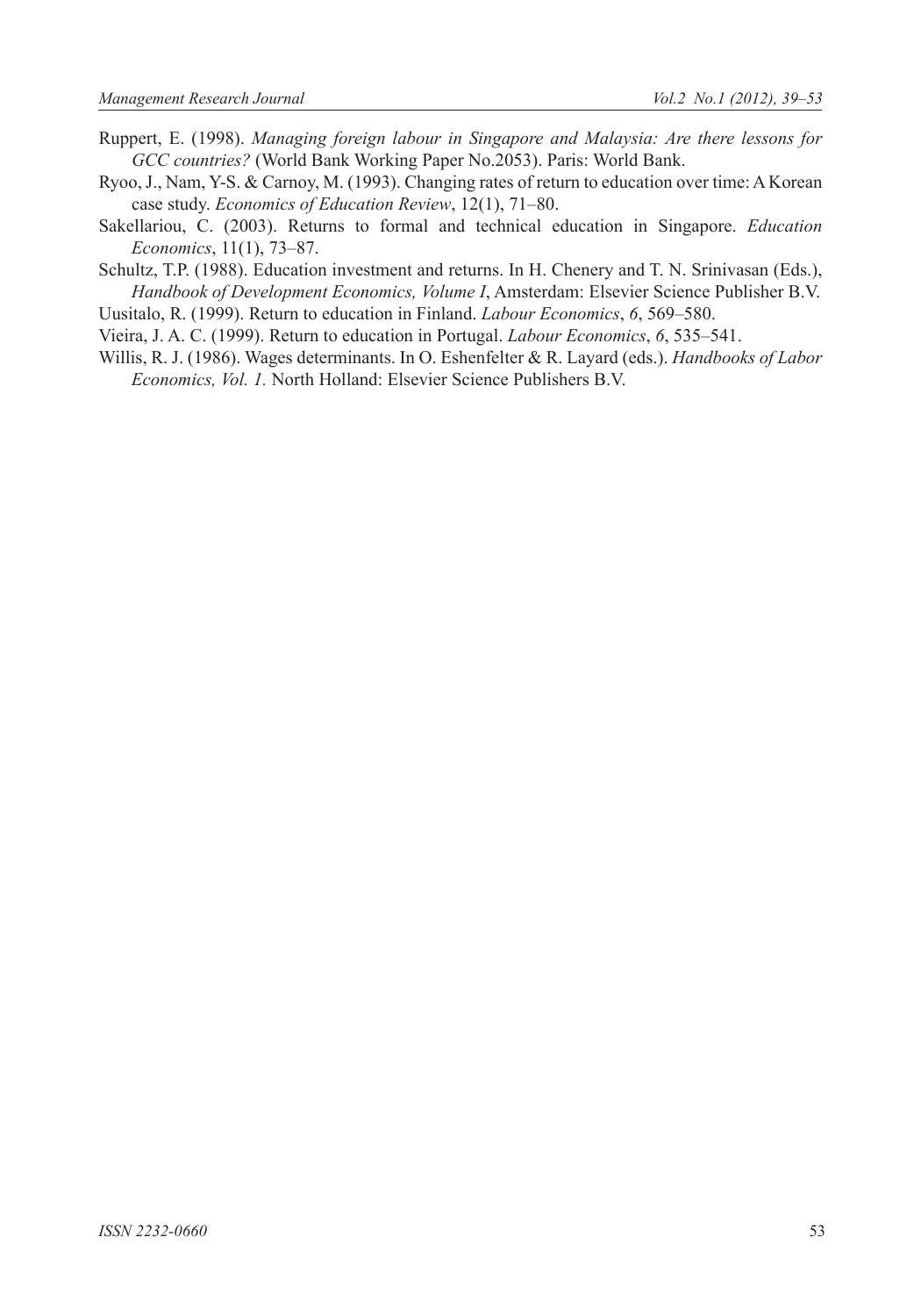Ruppert, E. (1998). *Managing foreign labour in Singapore and Malaysia: Are there lessons for GCC countries?* (World Bank Working Paper No.2053). Paris: World Bank.

Ryoo, J., Nam, Y-S. & Carnoy, M. (1993). Changing rates of return to education over time: A Korean case study. *Economics of Education Review*, 12(1), 71–80.

Sakellariou, C. (2003). Returns to formal and technical education in Singapore. *Education Economics*, 11(1), 73–87.

Schultz, T.P. (1988). Education investment and returns. In H. Chenery and T. N. Srinivasan (Eds.), *Handbook of Development Economics, Volume I*, Amsterdam: Elsevier Science Publisher B.V.

Uusitalo, R. (1999). Return to education in Finland. *Labour Economics*, *6*, 569–580.

Vieira, J. A. C. (1999). Return to education in Portugal. *Labour Economics*, *6*, 535–541.

Willis, R. J. (1986). Wages determinants. In O. Eshenfelter & R. Layard (eds.). *Handbooks of Labor Economics, Vol. 1.* North Holland: Elsevier Science Publishers B.V.